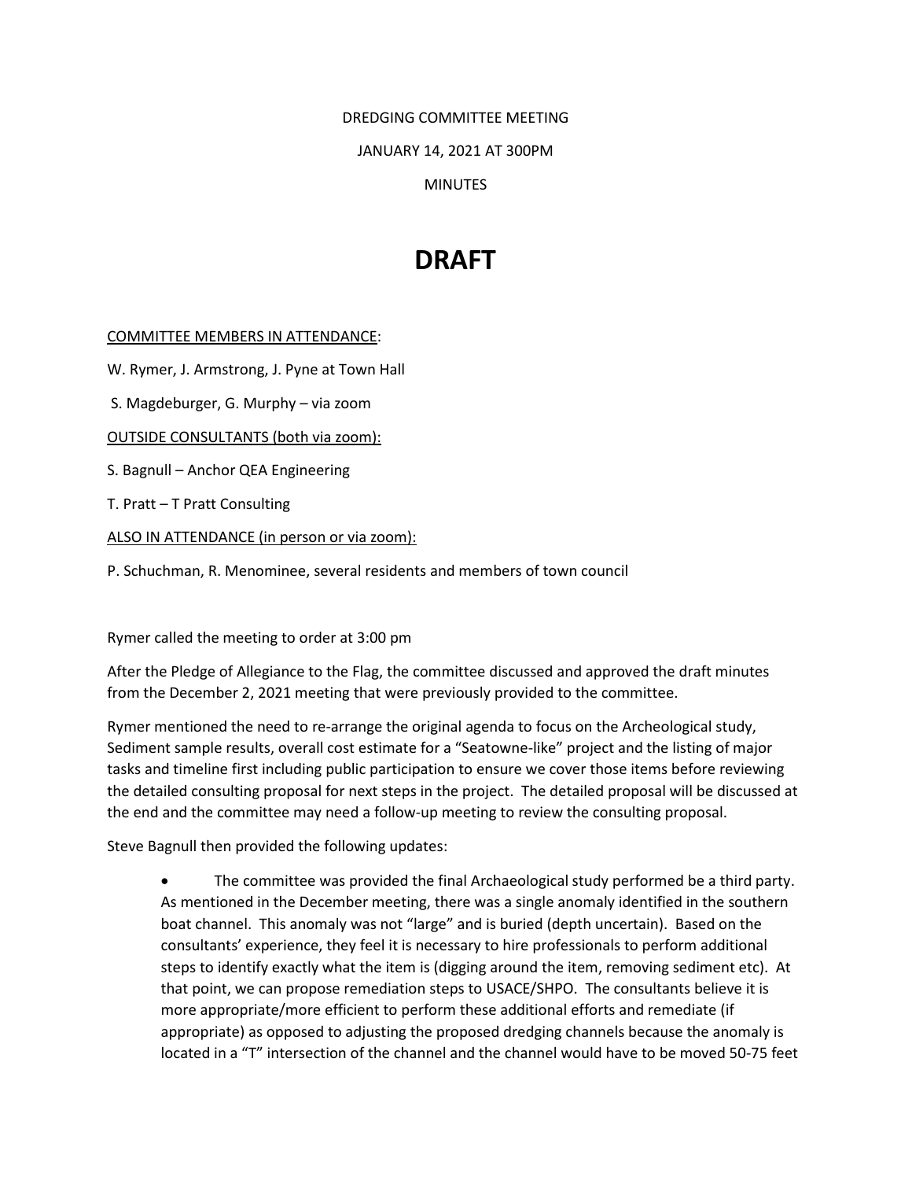DREDGING COMMITTEE MEETING

JANUARY 14, 2021 AT 300PM

MINUTES

# DRAFT

<u>COMMITTEE MEMBERS IN ATTENDANCE</u>:

W. Rymer, J. Armstrong, J. Pyne at Town Hall

S. Magdeburger, G. Murphy – via zoom

<u>OUTSIDE CONSULTANTS (both via zoom):</u>

S. Bagnull – Anchor QEA Engineering

T. Pratt – T Pratt Consulting

<u>ALSO IN ATTENDANCE (in person or via zoom):</u>

P. Schuchman, R. Menominee, several residents and members of town council

Rymer called the meeting to order at 3:00 pm

After the Pledge of Allegiance to the Flag, the committee discussed and approved the draft minutes from the December 2, 2021 meeting that were previously provided to the committee.

Rymer mentioned the need to re-arrange the original agenda to focus on the Archeological study, Sediment sample results, overall cost estimate for a "Seatowne-like" project and the listing of major tasks and timeline first including public participation to ensure we cover those items before reviewing the detailed consulting proposal for next steps in the project. The detailed proposal will be discussed at the end and the committee may need a follow-up meeting to review the consulting proposal.

Steve Bagnull then provided the following updates:

- The committee was provided the final Archaeological study performed be a third party. As mentioned in the December meeting, there was a single anomaly identified in the southern boat channel. This anomaly was not "large" and is buried (depth uncertain). Based on the consultants' experience, they feel it is necessary to hire professionals to perform additional steps to identify exactly what the item is (digging around the item, removing sediment etc). At that point, we can propose remediation steps to USACE/SHPO. The consultants believe it is more appropriate/more efficient to perform these additional efforts and remediate (if appropriate) as opposed to adjusting the proposed dredging channels because the anomaly is located in a "T" intersection of the channel and the channel would have to be moved 50-75 feet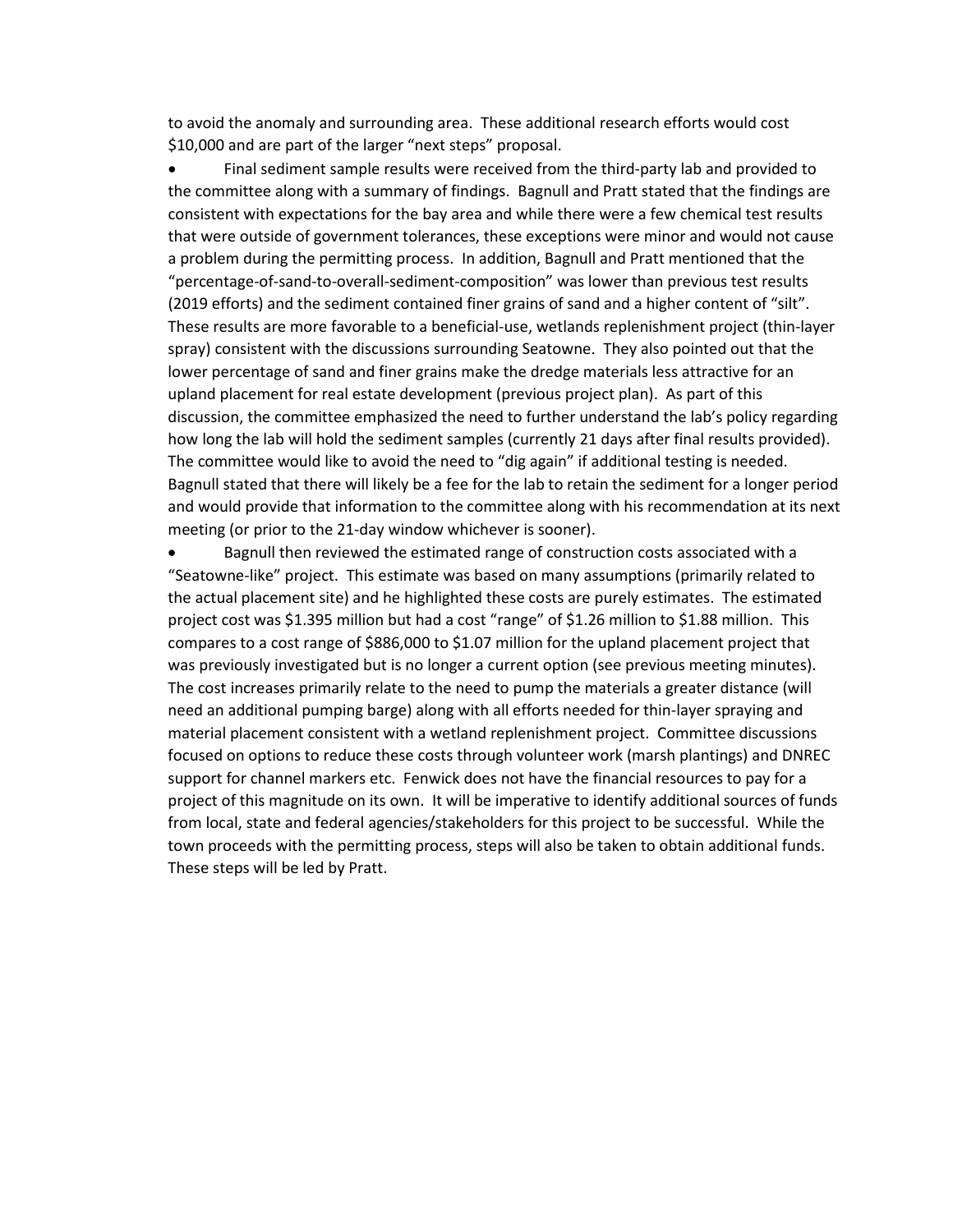to avoid the anomaly and surrounding area. These additional research efforts would cost $10,000 and are part of the larger "next steps" proposal.

- Final sediment sample results were received from the third-party lab and provided to the committee along with a summary of findings. Bagnull and Pratt stated that the findings are consistent with expectations for the bay area and while there were a few chemical test results that were outside of government tolerances, these exceptions were minor and would not cause a problem during the permitting process. In addition, Bagnull and Pratt mentioned that the "percentage-of-sand-to-overall-sediment-composition" was lower than previous test results (2019 efforts) and the sediment contained finer grains of sand and a higher content of "silt". These results are more favorable to a beneficial-use, wetlands replenishment project (thin-layer spray) consistent with the discussions surrounding Seatowne. They also pointed out that the lower percentage of sand and finer grains make the dredge materials less attractive for an upland placement for real estate development (previous project plan). As part of this discussion, the committee emphasized the need to further understand the lab's policy regarding how long the lab will hold the sediment samples (currently 21 days after final results provided). The committee would like to avoid the need to "dig again" if additional testing is needed. Bagnull stated that there will likely be a fee for the lab to retain the sediment for a longer period and would provide that information to the committee along with his recommendation at its next meeting (or prior to the 21-day window whichever is sooner).
- Bagnull then reviewed the estimated range of construction costs associated with a "Seatowne-like" project. This estimate was based on many assumptions (primarily related to the actual placement site) and he highlighted these costs are purely estimates. The estimated project cost was $1.395 million but had a cost "range" of $1.26 million to $1.88 million. This compares to a cost range of $886,000 to $1.07 million for the upland placement project that was previously investigated but is no longer a current option (see previous meeting minutes). The cost increases primarily relate to the need to pump the materials a greater distance (will need an additional pumping barge) along with all efforts needed for thin-layer spraying and material placement consistent with a wetland replenishment project. Committee discussions focused on options to reduce these costs through volunteer work (marsh plantings) and DNREC support for channel markers etc. Fenwick does not have the financial resources to pay for a project of this magnitude on its own. It will be imperative to identify additional sources of funds from local, state and federal agencies/stakeholders for this project to be successful. While the town proceeds with the permitting process, steps will also be taken to obtain additional funds. These steps will be led by Pratt.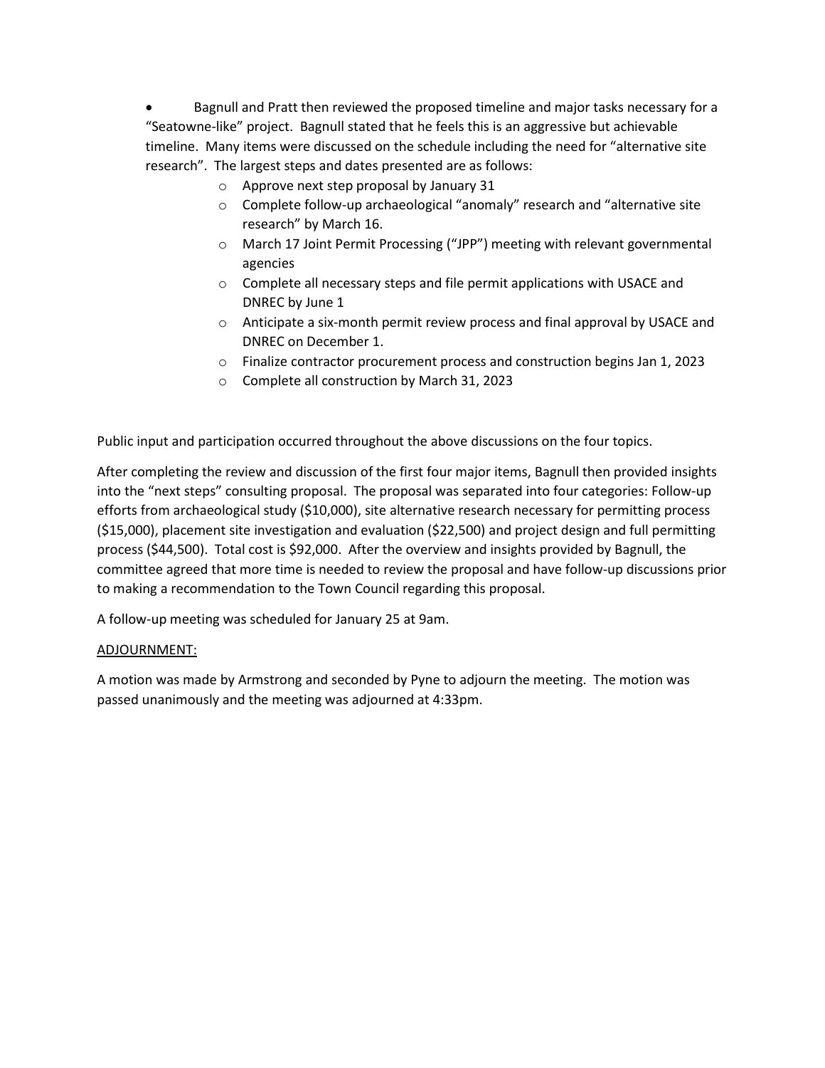- Bagnull and Pratt then reviewed the proposed timeline and major tasks necessary for a "Seatowne-like" project. Bagnull stated that he feels this is an aggressive but achievable timeline. Many items were discussed on the schedule including the need for "alternative site research". The largest steps and dates presented are as follows:
    - Approve next step proposal by January 31
    - Complete follow-up archaeological "anomaly" research and "alternative site research" by March 16.
    - March 17 Joint Permit Processing ("JPP") meeting with relevant governmental agencies
    - Complete all necessary steps and file permit applications with USACE and DNREC by June 1
    - Anticipate a six-month permit review process and final approval by USACE and DNREC on December 1.
    - Finalize contractor procurement process and construction begins Jan 1, 2023
    - Complete all construction by March 31, 2023

Public input and participation occurred throughout the above discussions on the four topics.

After completing the review and discussion of the first four major items, Bagnull then provided insights into the "next steps" consulting proposal. The proposal was separated into four categories: Follow-up efforts from archaeological study ($10,000), site alternative research necessary for permitting process ($15,000), placement site investigation and evaluation ($22,500) and project design and full permitting process ($44,500). Total cost is $92,000. After the overview and insights provided by Bagnull, the committee agreed that more time is needed to review the proposal and have follow-up discussions prior to making a recommendation to the Town Council regarding this proposal.

A follow-up meeting was scheduled for January 25 at 9am.

<u>ADJOURNMENT:</u>

A motion was made by Armstrong and seconded by Pyne to adjourn the meeting. The motion was passed unanimously and the meeting was adjourned at 4:33pm.